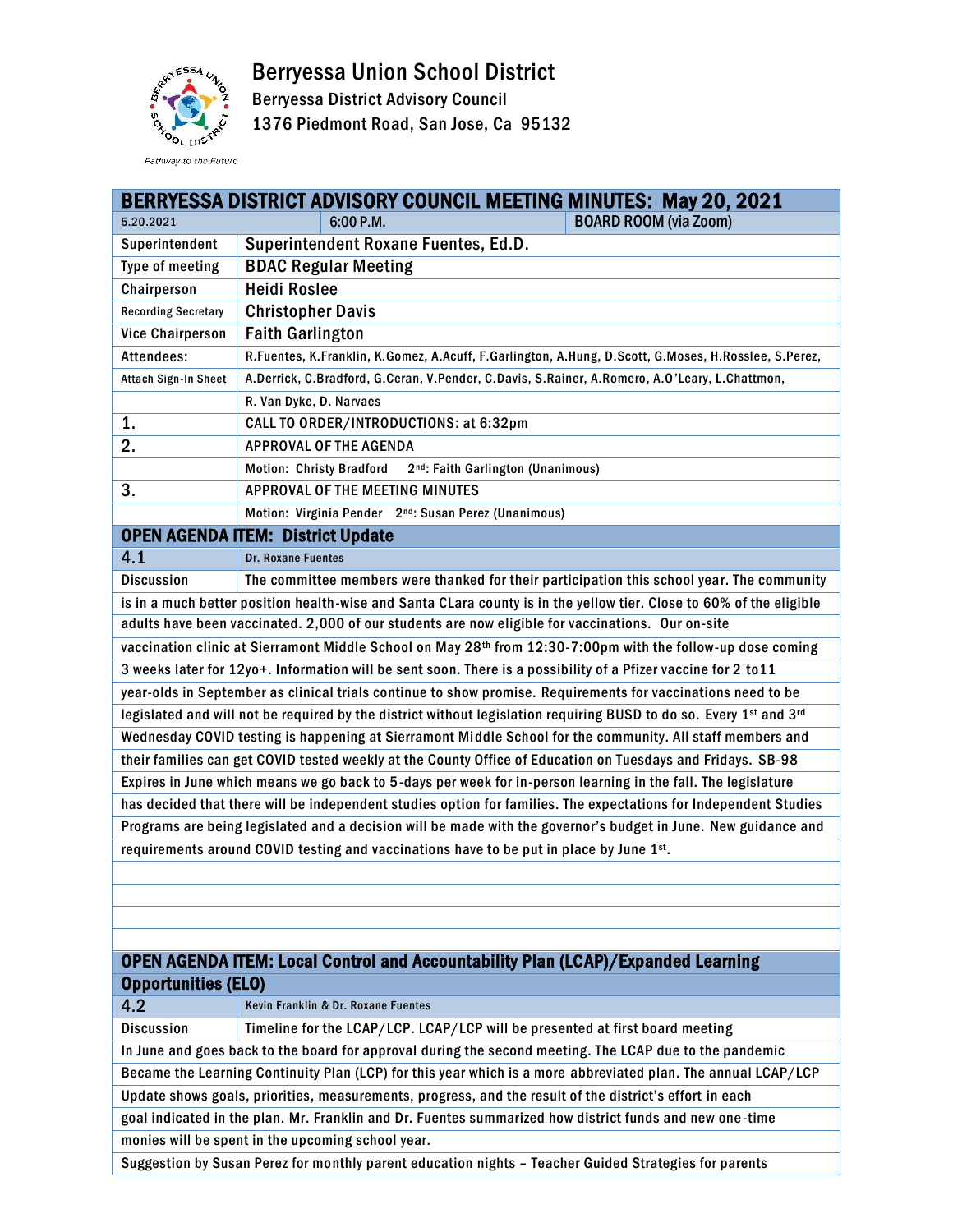# Berryessa Union School District

Berryessa District Advisory Council
1376 Piedmont Road, San Jose, Ca 95132

*Pathway to the Future*

## BERRYESSA DISTRICT ADVISORY COUNCIL MEETING MINUTES: May 20, 2021

| 5.20.2021 | 6:00 P.M. | BOARD ROOM (via Zoom) |
|---|---|---|

| | |
|---|---|
| Superintendent | Superintendent Roxane Fuentes, Ed.D. |
| Type of meeting | BDAC Regular Meeting |
| Chairperson | Heidi Roslee |
| Recording Secretary | Christopher Davis |
| Vice Chairperson | Faith Garlington |
| Attendees: | R.Fuentes, K.Franklin, K.Gomez, A.Acuff, F.Garlington, A.Hung, D.Scott, G.Moses, H.Rosslee, S.Perez, |
| Attach Sign-In Sheet | A.Derrick, C.Bradford, G.Ceran, V.Pender, C.Davis, S.Rainer, A.Romero, A.O'Leary, L.Chattmon, |
| | R. Van Dyke, D. Narvaes |
| 1. | CALL TO ORDER/INTRODUCTIONS: at 6:32pm |
| 2. | APPROVAL OF THE AGENDA |
| | Motion: Christy Bradford 2nd: Faith Garlington (Unanimous) |
| 3. | APPROVAL OF THE MEETING MINUTES |
| | Motion: Virginia Pender 2nd: Susan Perez (Unanimous) |

### OPEN AGENDA ITEM: District Update

| | |
|---|---|
| 4.1 | Dr. Roxane Fuentes |
| Discussion | The committee members were thanked for their participation this school year. The community |

is in a much better position health-wise and Santa CLara county is in the yellow tier. Close to 60% of the eligible adults have been vaccinated. 2,000 of our students are now eligible for vaccinations. Our on-site vaccination clinic at Sierramont Middle School on May 28th from 12:30-7:00pm with the follow-up dose coming 3 weeks later for 12yo+. Information will be sent soon. There is a possibility of a Pfizer vaccine for 2 to11 year-olds in September as clinical trials continue to show promise. Requirements for vaccinations need to be legislated and will not be required by the district without legislation requiring BUSD to do so. Every 1st and 3rd Wednesday COVID testing is happening at Sierramont Middle School for the community. All staff members and their families can get COVID tested weekly at the County Office of Education on Tuesdays and Fridays. SB-98 Expires in June which means we go back to 5-days per week for in-person learning in the fall. The legislature has decided that there will be independent studies option for families. The expectations for Independent Studies Programs are being legislated and a decision will be made with the governor's budget in June. New guidance and requirements around COVID testing and vaccinations have to be put in place by June 1st.

### OPEN AGENDA ITEM: Local Control and Accountability Plan (LCAP)/Expanded Learning Opportunities (ELO)

| | |
|---|---|
| 4.2 | Kevin Franklin & Dr. Roxane Fuentes |
| Discussion | Timeline for the LCAP/LCP. LCAP/LCP will be presented at first board meeting |

In June and goes back to the board for approval during the second meeting. The LCAP due to the pandemic Became the Learning Continuity Plan (LCP) for this year which is a more abbreviated plan. The annual LCAP/LCP Update shows goals, priorities, measurements, progress, and the result of the district's effort in each goal indicated in the plan. Mr. Franklin and Dr. Fuentes summarized how district funds and new one-time monies will be spent in the upcoming school year.

Suggestion by Susan Perez for monthly parent education nights – Teacher Guided Strategies for parents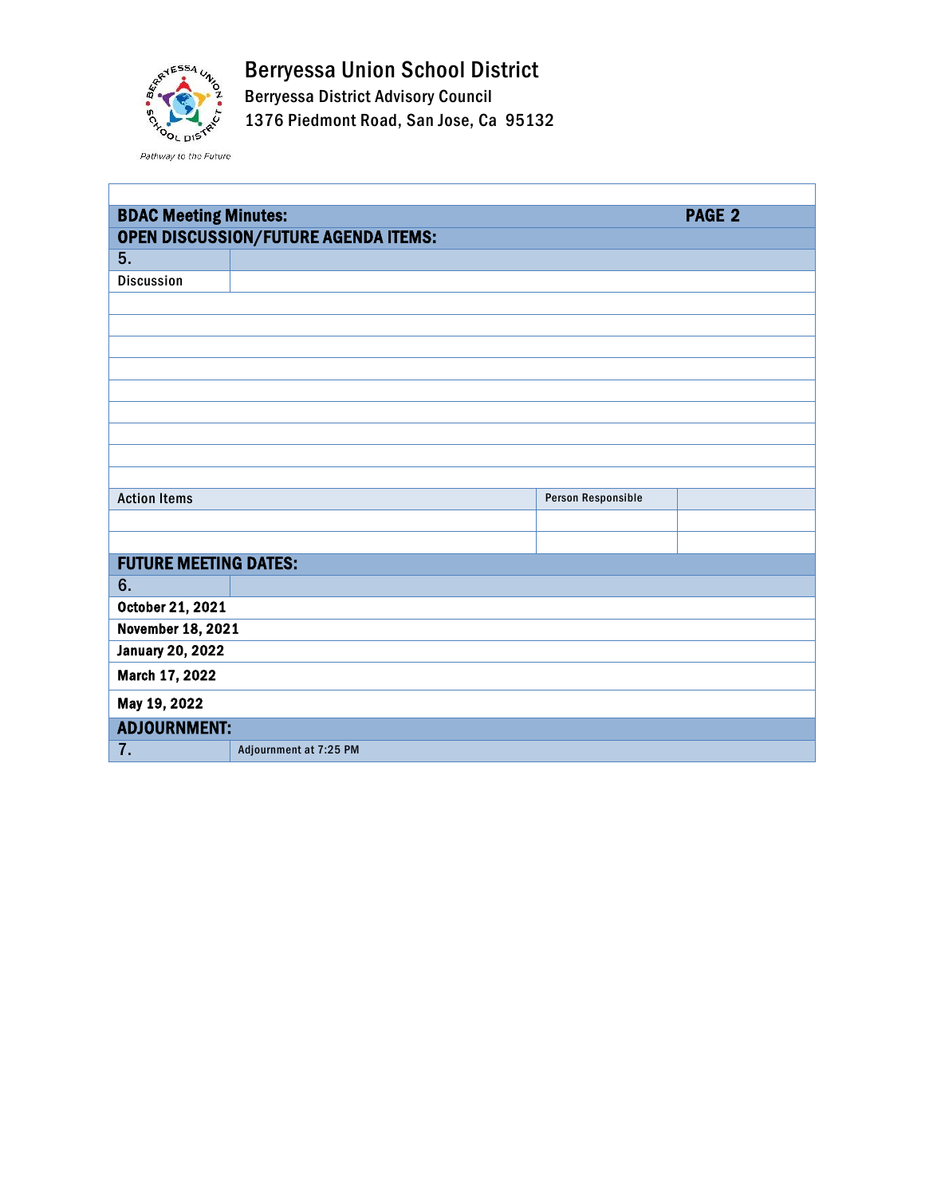# Berryessa Union School District

Berryessa District Advisory Council
1376 Piedmont Road, San Jose, Ca 95132

*Pathway to the Future*

| | | | |
|---|---|---|---|
| **BDAC Meeting Minutes:** | | **PAGE 2** | |
| **OPEN DISCUSSION/FUTURE AGENDA ITEMS:** | | | |
| 5. | | | |
| Discussion | | | |
| | | | |
| | | | |
| | | | |
| | | | |
| | | | |
| | | | |
| | | | |
| | | | |
| | | | |
| Action Items | | Person Responsible | |
| | | | |
| | | | |
| **FUTURE MEETING DATES:** | | | |
| 6. | | | |
| **October 21, 2021** | | | |
| **November 18, 2021** | | | |
| **January 20, 2022** | | | |
| **March 17, 2022** | | | |
| **May 19, 2022** | | | |
| **ADJOURNMENT:** | | | |
| 7. | Adjournment at 7:25 PM | | |